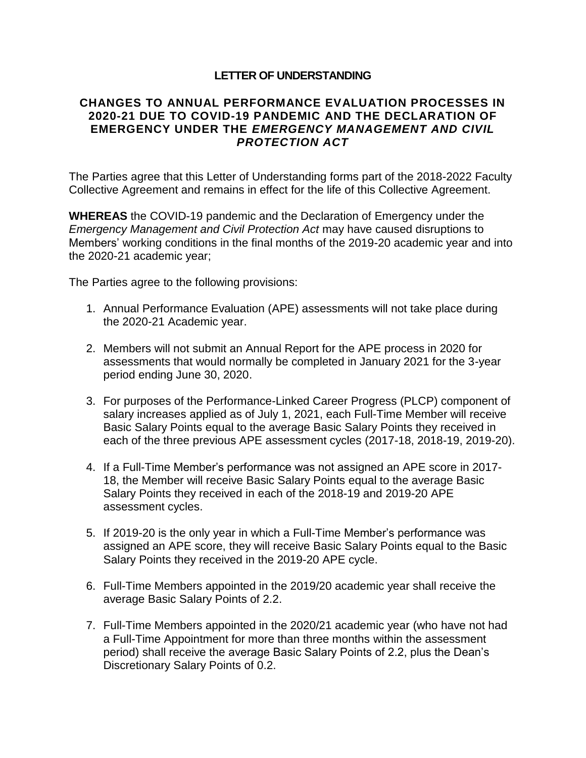# LETTER OF UNDERSTANDING

## CHANGES TO ANNUAL PERFORMANCE EVALUATION PROCESSES IN 2020-21 DUE TO COVID-19 PANDEMIC AND THE DECLARATION OF EMERGENCY UNDER THE *EMERGENCY MANAGEMENT AND CIVIL PROTECTION ACT*

The Parties agree that this Letter of Understanding forms part of the 2018-2022 Faculty Collective Agreement and remains in effect for the life of this Collective Agreement.

**WHEREAS** the COVID-19 pandemic and the Declaration of Emergency under the *Emergency Management and Civil Protection Act* may have caused disruptions to Members' working conditions in the final months of the 2019-20 academic year and into the 2020-21 academic year;

The Parties agree to the following provisions:

1. Annual Performance Evaluation (APE) assessments will not take place during the 2020-21 Academic year.

2. Members will not submit an Annual Report for the APE process in 2020 for assessments that would normally be completed in January 2021 for the 3-year period ending June 30, 2020.

3. For purposes of the Performance-Linked Career Progress (PLCP) component of salary increases applied as of July 1, 2021, each Full-Time Member will receive Basic Salary Points equal to the average Basic Salary Points they received in each of the three previous APE assessment cycles (2017-18, 2018-19, 2019-20).

4. If a Full-Time Member's performance was not assigned an APE score in 2017-18, the Member will receive Basic Salary Points equal to the average Basic Salary Points they received in each of the 2018-19 and 2019-20 APE assessment cycles.

5. If 2019-20 is the only year in which a Full-Time Member's performance was assigned an APE score, they will receive Basic Salary Points equal to the Basic Salary Points they received in the 2019-20 APE cycle.

6. Full-Time Members appointed in the 2019/20 academic year shall receive the average Basic Salary Points of 2.2.

7. Full-Time Members appointed in the 2020/21 academic year (who have not had a Full-Time Appointment for more than three months within the assessment period) shall receive the average Basic Salary Points of 2.2, plus the Dean's Discretionary Salary Points of 0.2.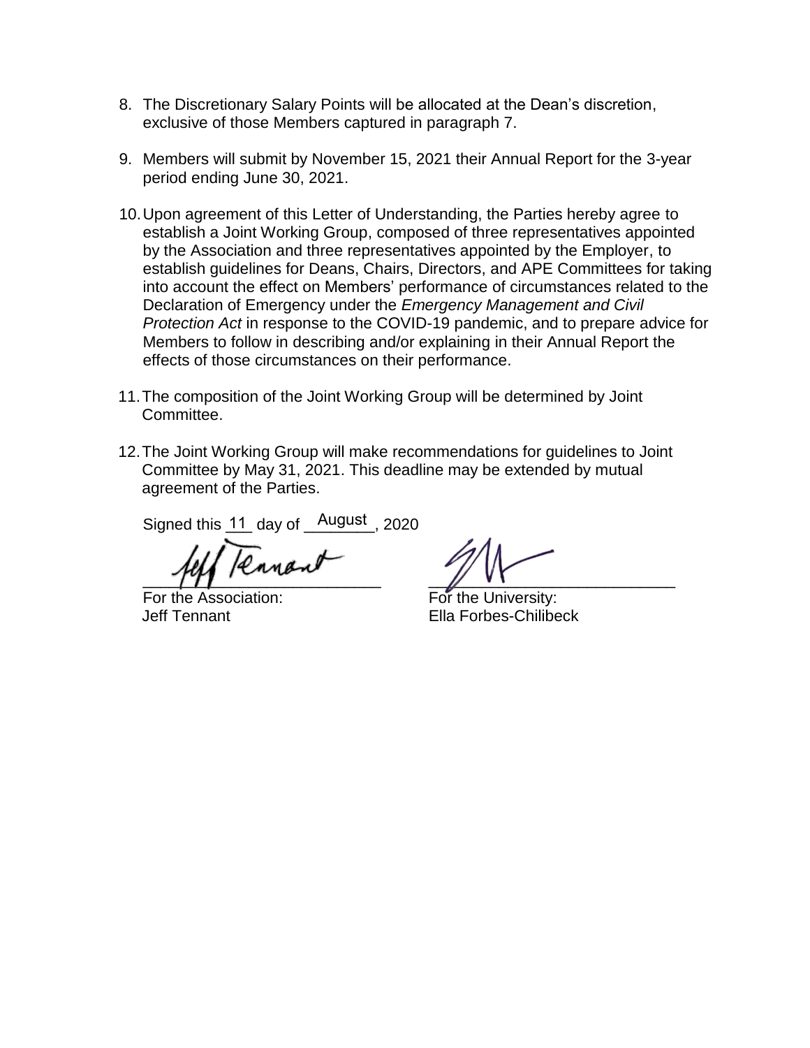8. The Discretionary Salary Points will be allocated at the Dean's discretion, exclusive of those Members captured in paragraph 7.

9. Members will submit by November 15, 2021 their Annual Report for the 3-year period ending June 30, 2021.

10. Upon agreement of this Letter of Understanding, the Parties hereby agree to establish a Joint Working Group, composed of three representatives appointed by the Association and three representatives appointed by the Employer, to establish guidelines for Deans, Chairs, Directors, and APE Committees for taking into account the effect on Members' performance of circumstances related to the Declaration of Emergency under the *Emergency Management and Civil Protection Act* in response to the COVID-19 pandemic, and to prepare advice for Members to follow in describing and/or explaining in their Annual Report the effects of those circumstances on their performance.

11. The composition of the Joint Working Group will be determined by Joint Committee.

12. The Joint Working Group will make recommendations for guidelines to Joint Committee by May 31, 2021. This deadline may be extended by mutual agreement of the Parties.

Signed this 11 day of August, 2020

For the Association:
Jeff Tennant

For the University:
Ella Forbes-Chilibeck